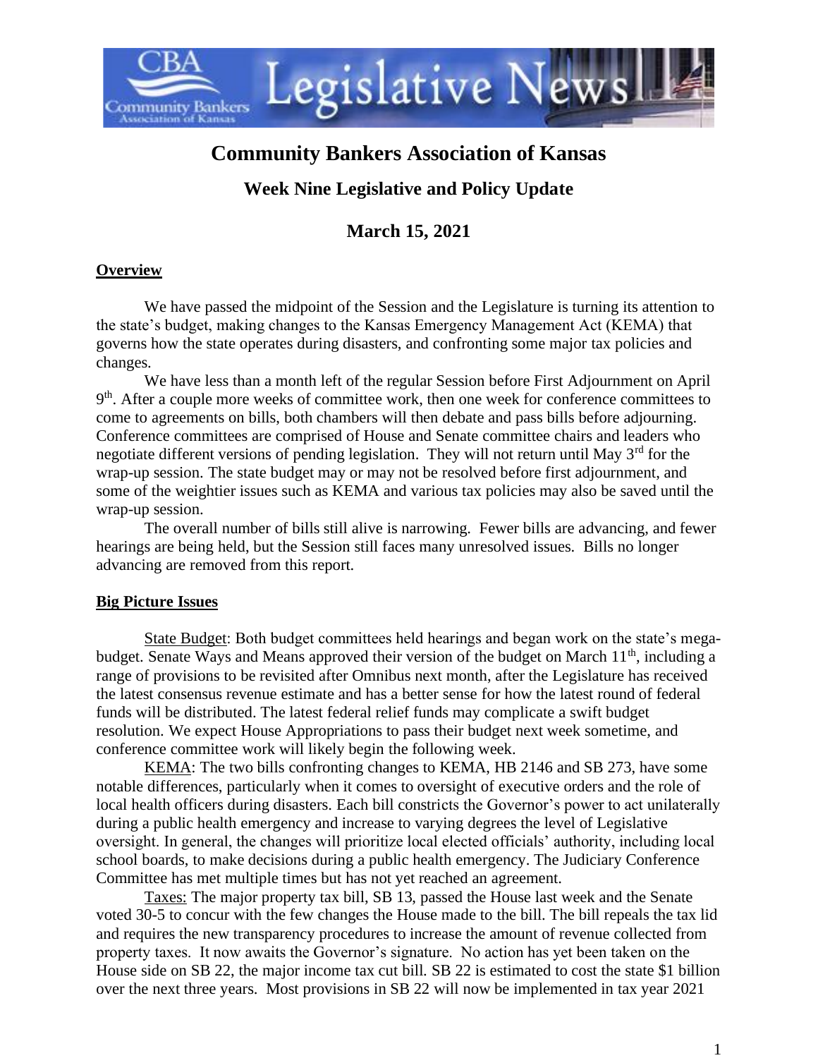# Community Bankers Association of Kansas

## Week Nine Legislative and Policy Update

## March 15, 2021

### Overview

We have passed the midpoint of the Session and the Legislature is turning its attention to the state's budget, making changes to the Kansas Emergency Management Act (KEMA) that governs how the state operates during disasters, and confronting some major tax policies and changes.

We have less than a month left of the regular Session before First Adjournment on April 9th. After a couple more weeks of committee work, then one week for conference committees to come to agreements on bills, both chambers will then debate and pass bills before adjourning. Conference committees are comprised of House and Senate committee chairs and leaders who negotiate different versions of pending legislation. They will not return until May 3rd for the wrap-up session. The state budget may or may not be resolved before first adjournment, and some of the weightier issues such as KEMA and various tax policies may also be saved until the wrap-up session.

The overall number of bills still alive is narrowing. Fewer bills are advancing, and fewer hearings are being held, but the Session still faces many unresolved issues. Bills no longer advancing are removed from this report.

### Big Picture Issues

State Budget: Both budget committees held hearings and began work on the state's mega-budget. Senate Ways and Means approved their version of the budget on March 11th, including a range of provisions to be revisited after Omnibus next month, after the Legislature has received the latest consensus revenue estimate and has a better sense for how the latest round of federal funds will be distributed. The latest federal relief funds may complicate a swift budget resolution. We expect House Appropriations to pass their budget next week sometime, and conference committee work will likely begin the following week.

KEMA: The two bills confronting changes to KEMA, HB 2146 and SB 273, have some notable differences, particularly when it comes to oversight of executive orders and the role of local health officers during disasters. Each bill constricts the Governor's power to act unilaterally during a public health emergency and increase to varying degrees the level of Legislative oversight. In general, the changes will prioritize local elected officials' authority, including local school boards, to make decisions during a public health emergency. The Judiciary Conference Committee has met multiple times but has not yet reached an agreement.

Taxes: The major property tax bill, SB 13, passed the House last week and the Senate voted 30-5 to concur with the few changes the House made to the bill. The bill repeals the tax lid and requires the new transparency procedures to increase the amount of revenue collected from property taxes. It now awaits the Governor's signature. No action has yet been taken on the House side on SB 22, the major income tax cut bill. SB 22 is estimated to cost the state $1 billion over the next three years. Most provisions in SB 22 will now be implemented in tax year 2021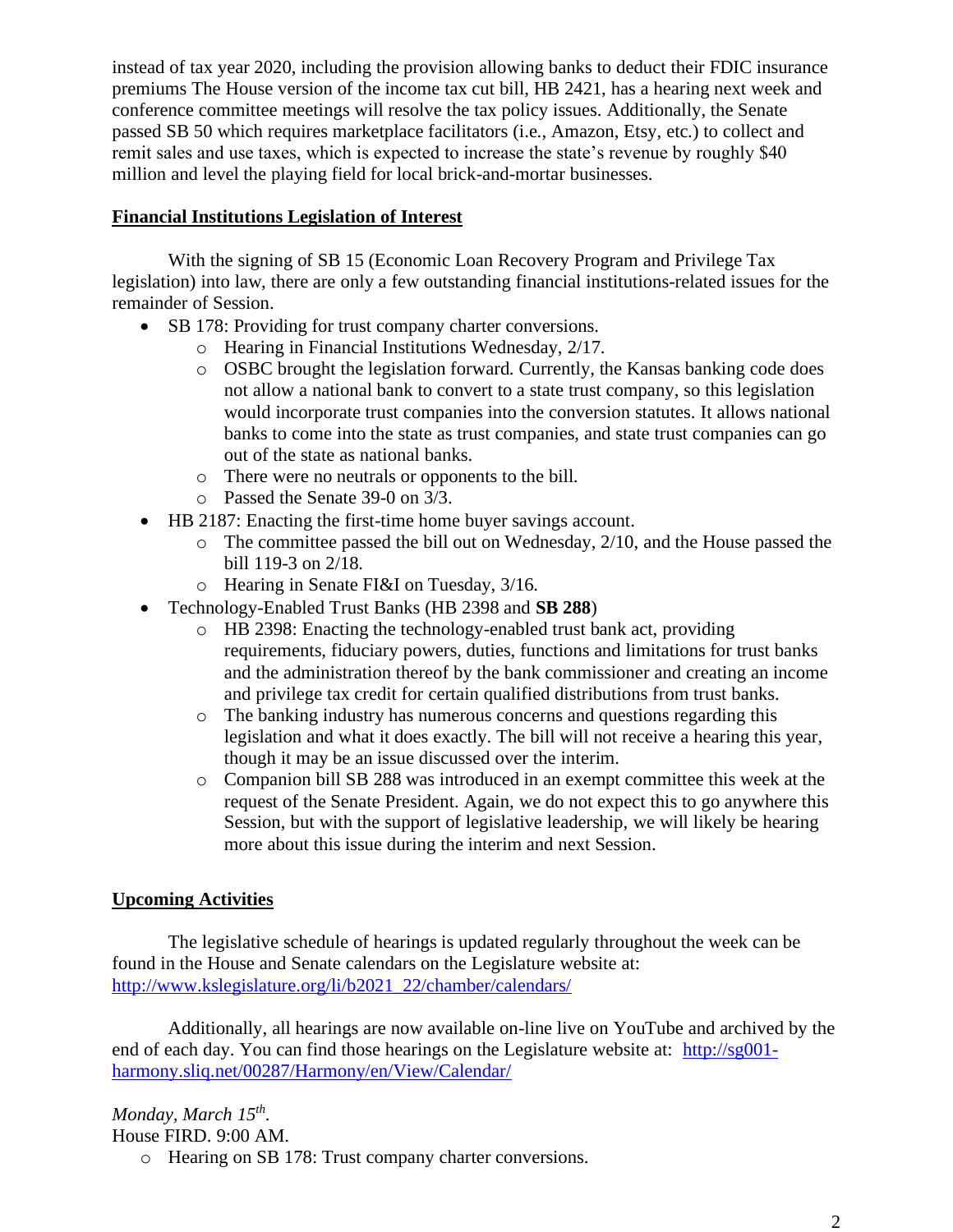instead of tax year 2020, including the provision allowing banks to deduct their FDIC insurance premiums The House version of the income tax cut bill, HB 2421, has a hearing next week and conference committee meetings will resolve the tax policy issues. Additionally, the Senate passed SB 50 which requires marketplace facilitators (i.e., Amazon, Etsy, etc.) to collect and remit sales and use taxes, which is expected to increase the state's revenue by roughly $40 million and level the playing field for local brick-and-mortar businesses.

## **Financial Institutions Legislation of Interest**

With the signing of SB 15 (Economic Loan Recovery Program and Privilege Tax legislation) into law, there are only a few outstanding financial institutions-related issues for the remainder of Session.

- SB 178: Providing for trust company charter conversions.
  - Hearing in Financial Institutions Wednesday, 2/17.
  - OSBC brought the legislation forward. Currently, the Kansas banking code does not allow a national bank to convert to a state trust company, so this legislation would incorporate trust companies into the conversion statutes. It allows national banks to come into the state as trust companies, and state trust companies can go out of the state as national banks.
  - There were no neutrals or opponents to the bill.
  - Passed the Senate 39-0 on 3/3.
- HB 2187: Enacting the first-time home buyer savings account.
  - The committee passed the bill out on Wednesday, 2/10, and the House passed the bill 119-3 on 2/18.
  - Hearing in Senate FI&I on Tuesday, 3/16.
- Technology-Enabled Trust Banks (HB 2398 and **SB 288**)
  - HB 2398: Enacting the technology-enabled trust bank act, providing requirements, fiduciary powers, duties, functions and limitations for trust banks and the administration thereof by the bank commissioner and creating an income and privilege tax credit for certain qualified distributions from trust banks.
  - The banking industry has numerous concerns and questions regarding this legislation and what it does exactly. The bill will not receive a hearing this year, though it may be an issue discussed over the interim.
  - Companion bill SB 288 was introduced in an exempt committee this week at the request of the Senate President. Again, we do not expect this to go anywhere this Session, but with the support of legislative leadership, we will likely be hearing more about this issue during the interim and next Session.

## **Upcoming Activities**

The legislative schedule of hearings is updated regularly throughout the week can be found in the House and Senate calendars on the Legislature website at: http://www.kslegislature.org/li/b2021_22/chamber/calendars/

Additionally, all hearings are now available on-line live on YouTube and archived by the end of each day. You can find those hearings on the Legislature website at: http://sg001-harmony.sliq.net/00287/Harmony/en/View/Calendar/

*Monday, March 15th.*
House FIRD. 9:00 AM.
- Hearing on SB 178: Trust company charter conversions.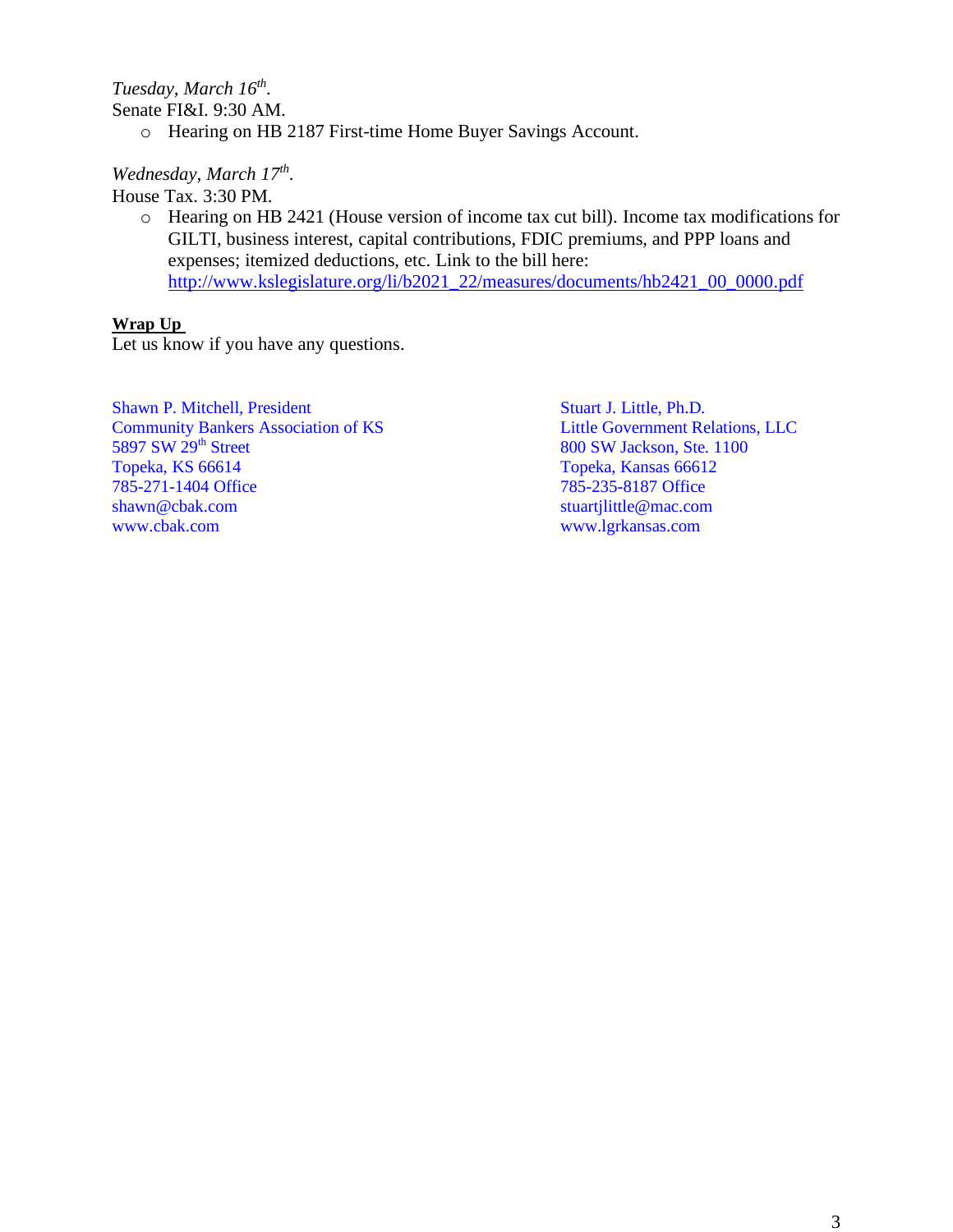*Tuesday, March 16th.*
Senate FI&I. 9:30 AM.

- Hearing on HB 2187 First-time Home Buyer Savings Account.

*Wednesday, March 17th.*
House Tax. 3:30 PM.

- Hearing on HB 2421 (House version of income tax cut bill). Income tax modifications for GILTI, business interest, capital contributions, FDIC premiums, and PPP loans and expenses; itemized deductions, etc. Link to the bill here: http://www.kslegislature.org/li/b2021_22/measures/documents/hb2421_00_0000.pdf

**Wrap Up**
Let us know if you have any questions.

Shawn P. Mitchell, President
Community Bankers Association of KS
5897 SW 29th Street
Topeka, KS 66614
785-271-1404 Office
shawn@cbak.com
www.cbak.com

Stuart J. Little, Ph.D.
Little Government Relations, LLC
800 SW Jackson, Ste. 1100
Topeka, Kansas 66612
785-235-8187 Office
stuartjlittle@mac.com
www.lgrkansas.com